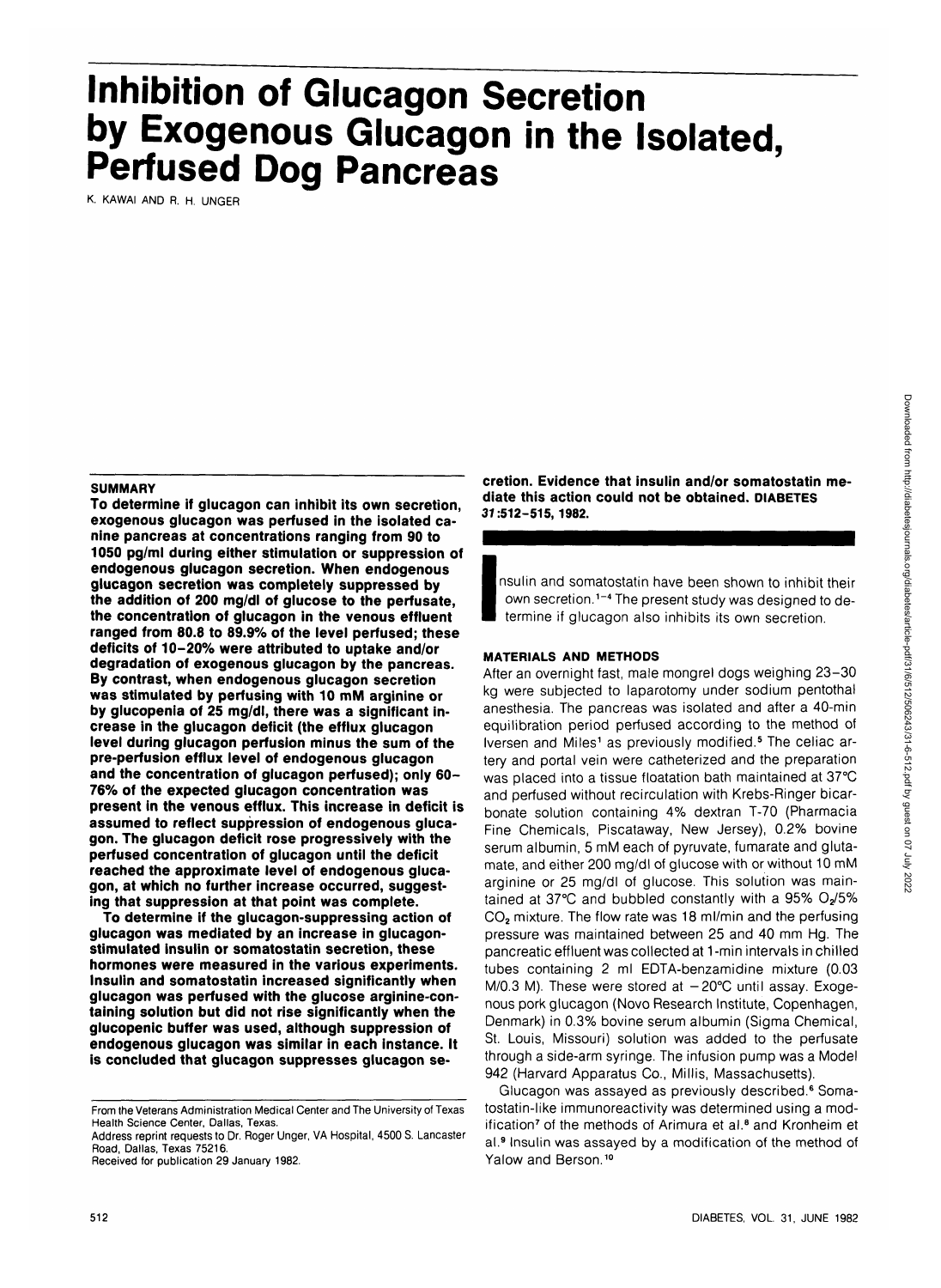# Inhibition of Glucagon Secretion by Exogenous Glucagon in the Isolated, Perfused Dog Pancreas

K. KAWAI AND R. H. UNGER

## SUMMARY

**To determine if glucagon can inhibit its own secretion, exogenous glucagon was perfused in the isolated canine pancreas at concentrations ranging from 90 to 1050 pg/ml during either stimulation or suppression of endogenous glucagon secretion. When endogenous glucagon secretion was completely suppressed by the addition of 200 mg/dl of glucose to the perfusate, the concentration of glucagon in the venous effluent ranged from 80.8 to 89.9% of the level perfused; these deficits of 10–20% were attributed to uptake and/or degradation of exogenous glucagon by the pancreas. By contrast, when endogenous glucagon secretion was stimulated by perfusing with 10 mM arginine or by glucopenia of 25 mg/dl, there was a significant increase in the glucagon deficit (the efflux glucagon level during glucagon perfusion minus the sum of the pre-perfusion efflux level of endogenous glucagon and the concentration of glucagon perfused); only 60–76% of the expected glucagon concentration was present in the venous efflux. This increase in deficit is assumed to reflect suppression of endogenous glucagon. The glucagon deficit rose progressively with the perfused concentration of glucagon until the deficit reached the approximate level of endogenous glucagon, at which no further increase occurred, suggesting that suppression at that point was complete.**

**To determine if the glucagon-suppressing action of glucagon was mediated by an increase in glucagon-stimulated insulin or somatostatin secretion, these hormones were measured in the various experiments. Insulin and somatostatin increased significantly when glucagon was perfused with the glucose arginine-containing solution but did not rise significantly when the glucopenic buffer was used, although suppression of endogenous glucagon was similar in each instance. It is concluded that glucagon suppresses glucagon secretion. Evidence that insulin and/or somatostatin mediate this action could not be obtained.** DIABETES *31*:512–515, 1982.

Insulin and somatostatin have been shown to inhibit their own secretion.[1–4] The present study was designed to determine if glucagon also inhibits its own secretion.

## MATERIALS AND METHODS

After an overnight fast, male mongrel dogs weighing 23–30 kg were subjected to laparotomy under sodium pentothal anesthesia. The pancreas was isolated and after a 40-min equilibration period perfused according to the method of Iversen and Miles[1] as previously modified.[5] The celiac artery and portal vein were catheterized and the preparation was placed into a tissue floatation bath maintained at 37°C and perfused without recirculation with Krebs-Ringer bicarbonate solution containing 4% dextran T-70 (Pharmacia Fine Chemicals, Piscataway, New Jersey), 0.2% bovine serum albumin, 5 mM each of pyruvate, fumarate and glutamate, and either 200 mg/dl of glucose with or without 10 mM arginine or 25 mg/dl of glucose. This solution was maintained at 37°C and bubbled constantly with a 95% $O_2$/5% $CO_2$ mixture. The flow rate was 18 ml/min and the perfusing pressure was maintained between 25 and 40 mm Hg. The pancreatic effluent was collected at 1-min intervals in chilled tubes containing 2 ml EDTA-benzamidine mixture (0.03 M/0.3 M). These were stored at −20°C until assay. Exogenous pork glucagon (Novo Research Institute, Copenhagen, Denmark) in 0.3% bovine serum albumin (Sigma Chemical, St. Louis, Missouri) solution was added to the perfusate through a side-arm syringe. The infusion pump was a Model 942 (Harvard Apparatus Co., Millis, Massachusetts).

Glucagon was assayed as previously described.[6] Somatostatin-like immunoreactivity was determined using a modification[7] of the methods of Arimura et al.[8] and Kronheim et al.[9] Insulin was assayed by a modification of the method of Yalow and Berson.[10]

From the Veterans Administration Medical Center and The University of Texas Health Science Center, Dallas, Texas.
Address reprint requests to Dr. Roger Unger, VA Hospital, 4500 S. Lancaster Road, Dallas, Texas 75216.
Received for publication 29 January 1982.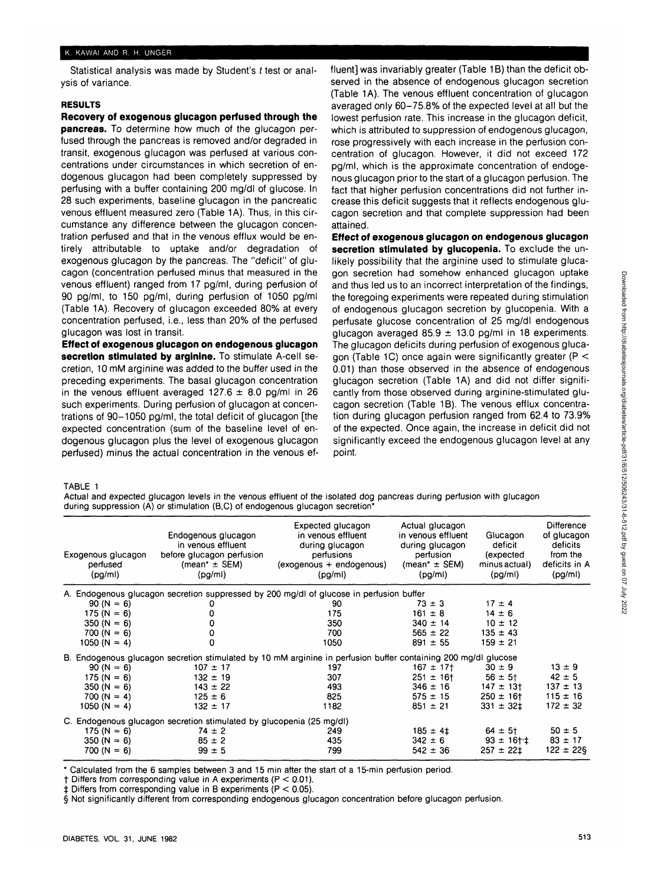Statistical analysis was made by Student's $t$ test or analysis of variance.

## RESULTS

**Recovery of exogenous glucagon perfused through the pancreas.** To determine how much of the glucagon perfused through the pancreas is removed and/or degraded in transit, exogenous glucagon was perfused at various concentrations under circumstances in which secretion of endogenous glucagon had been completely suppressed by perfusing with a buffer containing 200 mg/dl of glucose. In 28 such experiments, baseline glucagon in the pancreatic venous effluent measured zero (Table 1A). Thus, in this circumstance any difference between the glucagon concentration perfused and that in the venous efflux would be entirely attributable to uptake and/or degradation of exogenous glucagon by the pancreas. The "deficit" of glucagon (concentration perfused minus that measured in the venous effluent) ranged from 17 pg/ml, during perfusion of 90 pg/ml, to 150 pg/ml, during perfusion of 1050 pg/ml (Table 1A). Recovery of glucagon exceeded 80% at every concentration perfused, i.e., less than 20% of the perfused glucagon was lost in transit.

**Effect of exogenous glucagon on endogenous glucagon secretion stimulated by arginine.** To stimulate A-cell secretion, 10 mM arginine was added to the buffer used in the preceding experiments. The basal glucagon concentration in the venous effluent averaged 127.6 ± 8.0 pg/ml in 26 such experiments. During perfusion of glucagon at concentrations of 90–1050 pg/ml, the total deficit of glucagon [the expected concentration (sum of the baseline level of endogenous glucagon plus the level of exogenous glucagon perfused) minus the actual concentration in the venous effluent] was invariably greater (Table 1B) than the deficit observed in the absence of endogenous glucagon secretion (Table 1A). The venous effluent concentration of glucagon averaged only 60–75.8% of the expected level at all but the lowest perfusion rate. This increase in the glucagon deficit, which is attributed to suppression of endogenous glucagon, rose progressively with each increase in the perfusion concentration of glucagon. However, it did not exceed 172 pg/ml, which is the approximate concentration of endogenous glucagon prior to the start of a glucagon perfusion. The fact that higher perfusion concentrations did not further increase this deficit suggests that it reflects endogenous glucagon secretion and that complete suppression had been attained.

**Effect of exogenous glucagon on endogenous glucagon secretion stimulated by glucopenia.** To exclude the unlikely possibility that the arginine used to stimulate glucagon secretion had somehow enhanced glucagon uptake and thus led us to an incorrect interpretation of the findings, the foregoing experiments were repeated during stimulation of endogenous glucagon secretion by glucopenia. With a perfusate glucose concentration of 25 mg/dl endogenous glucagon averaged 85.9 ± 13.0 pg/ml in 18 experiments. The glucagon deficits during perfusion of exogenous glucagon (Table 1C) once again were significantly greater ($P < 0.01$) than those observed in the absence of endogenous glucagon secretion (Table 1A) and did not differ significantly from those observed during arginine-stimulated glucagon secretion (Table 1B). The venous efflux concentration during glucagon perfusion ranged from 62.4 to 73.9% of the expected. Once again, the increase in deficit did not significantly exceed the endogenous glucagon level at any point.

TABLE 1

Actual and expected glucagon levels in the venous effluent of the isolated dog pancreas during perfusion with glucagon during suppression (A) or stimulation (B,C) of endogenous glucagon secretion*

| Exogenous glucagon perfused (pg/ml) | Endogenous glucagon in venous effluent before glucagon perfusion (mean* ± SEM) (pg/ml) | Expected glucagon in venous effluent during glucagon perfusions (exogenous + endogenous) (pg/ml) | Actual glucagon in venous effluent during glucagon perfusion (mean* ± SEM) (pg/ml) | Glucagon deficit (expected minus actual) (pg/ml) | Difference of glucagon deficits from the deficits in A (pg/ml) |
|---|---|---|---|---|---|
| A. Endogenous glucagon secretion suppressed by 200 mg/dl of glucose in perfusion buffer | | | | | |
| 90 (N = 6) | 0 | 90 | 73 ± 3 | 17 ± 4 | |
| 175 (N = 6) | 0 | 175 | 161 ± 8 | 14 ± 6 | |
| 350 (N = 6) | 0 | 350 | 340 ± 14 | 10 ± 12 | |
| 700 (N = 6) | 0 | 700 | 565 ± 22 | 135 ± 43 | |
| 1050 (N = 4) | 0 | 1050 | 891 ± 55 | 159 ± 21 | |
| B. Endogenous glucagon secretion stimulated by 10 mM arginine in perfusion buffer containing 200 mg/dl glucose | | | | | |
| 90 (N = 6) | 107 ± 17 | 197 | 167 ± 17† | 30 ± 9 | 13 ± 9 |
| 175 (N = 6) | 132 ± 19 | 307 | 251 ± 16† | 56 ± 5† | 42 ± 5 |
| 350 (N = 6) | 143 ± 22 | 493 | 346 ± 16 | 147 ± 13† | 137 ± 13 |
| 700 (N = 4) | 125 ± 6 | 825 | 575 ± 15 | 250 ± 16† | 115 ± 16 |
| 1050 (N = 4) | 132 ± 17 | 1182 | 851 ± 21 | 331 ± 32‡ | 172 ± 32 |
| C. Endogenous glucagon secretion stimulated by glucopenia (25 mg/dl) | | | | | |
| 175 (N = 6) | 74 ± 2 | 249 | 185 ± 4‡ | 64 ± 5† | 50 ± 5 |
| 350 (N = 6) | 85 ± 2 | 435 | 342 ± 6 | 93 ± 16†‡ | 83 ± 17 |
| 700 (N = 6) | 99 ± 5 | 799 | 542 ± 36 | 257 ± 22‡ | 122 ± 22§ |

\* Calculated from the 6 samples between 3 and 15 min after the start of a 15-min perfusion period.

† Differs from corresponding value in A experiments ($P < 0.01$).

‡ Differs from corresponding value in B experiments ($P < 0.05$).

§ Not significantly different from corresponding endogenous glucagon concentration before glucagon perfusion.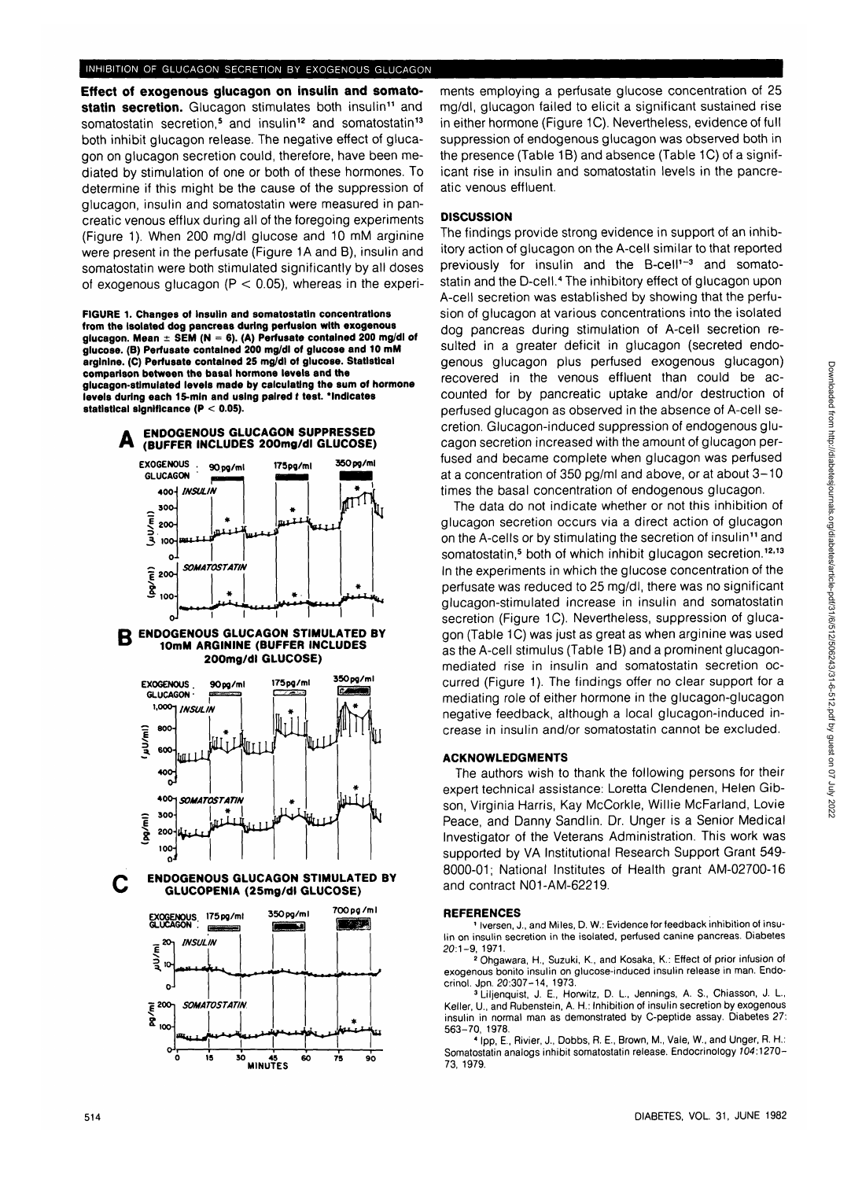**Effect of exogenous glucagon on insulin and somatostatin secretion.** Glucagon stimulates both insulin[11] and somatostatin secretion,[5] and insulin[12] and somatostatin[13] both inhibit glucagon release. The negative effect of glucagon on glucagon secretion could, therefore, have been mediated by stimulation of one or both of these hormones. To determine if this might be the cause of the suppression of glucagon, insulin and somatostatin were measured in pancreatic venous efflux during all of the foregoing experiments (Figure 1). When 200 mg/dl glucose and 10 mM arginine were present in the perfusate (Figure 1A and B), insulin and somatostatin were both stimulated significantly by all doses of exogenous glucagon ($P < 0.05$), whereas in the experiments employing a perfusate glucose concentration of 25 mg/dl, glucagon failed to elicit a significant sustained rise in either hormone (Figure 1C). Nevertheless, evidence of full suppression of endogenous glucagon was observed both in the presence (Table 1B) and absence (Table 1C) of a significant rise in insulin and somatostatin levels in the pancreatic venous effluent.

**FIGURE 1. Changes of insulin and somatostatin concentrations from the isolated dog pancreas during perfusion with exogenous glucagon. Mean ± SEM (N = 6). (A) Perfusate contained 200 mg/dl of glucose. (B) Perfusate contained 200 mg/dl of glucose and 10 mM arginine. (C) Perfusate contained 25 mg/dl of glucose. Statistical comparison between the basal hormone levels and the glucagon-stimulated levels made by calculating the sum of hormone levels during each 15-min and using paired *t* test. *Indicates statistical significance ($P < 0.05$).**

**A ENDOGENOUS GLUCAGON SUPPRESSED (BUFFER INCLUDES 200mg/dl GLUCOSE)**

**B ENDOGENOUS GLUCAGON STIMULATED BY 10mM ARGININE (BUFFER INCLUDES 200mg/dl GLUCOSE)**

**C ENDOGENOUS GLUCAGON STIMULATED BY GLUCOPENIA (25mg/dl GLUCOSE)**

## DISCUSSION

The findings provide strong evidence in support of an inhibitory action of glucagon on the A-cell similar to that reported previously for insulin and the B-cell[1-3] and somatostatin and the D-cell.[4] The inhibitory effect of glucagon upon A-cell secretion was established by showing that the perfusion of glucagon at various concentrations into the isolated dog pancreas during stimulation of A-cell secretion resulted in a greater deficit in glucagon (secreted endogenous glucagon plus perfused exogenous glucagon) recovered in the venous effluent than could be accounted for by pancreatic uptake and/or destruction of perfused glucagon as observed in the absence of A-cell secretion. Glucagon-induced suppression of endogenous glucagon secretion increased with the amount of glucagon perfused and became complete when glucagon was perfused at a concentration of 350 pg/ml and above, or at about 3–10 times the basal concentration of endogenous glucagon.

The data do not indicate whether or not this inhibition of glucagon secretion occurs via a direct action of glucagon on the A-cells or by stimulating the secretion of insulin[11] and somatostatin,[5] both of which inhibit glucagon secretion.[12,13] In the experiments in which the glucose concentration of the perfusate was reduced to 25 mg/dl, there was no significant glucagon-stimulated increase in insulin and somatostatin secretion (Figure 1C). Nevertheless, suppression of glucagon (Table 1C) was just as great as when arginine was used as the A-cell stimulus (Table 1B) and a prominent glucagon-mediated rise in insulin and somatostatin secretion occurred (Figure 1). The findings offer no clear support for a mediating role of either hormone in the glucagon-glucagon negative feedback, although a local glucagon-induced increase in insulin and/or somatostatin cannot be excluded.

## ACKNOWLEDGMENTS

The authors wish to thank the following persons for their expert technical assistance: Loretta Clendenen, Helen Gibson, Virginia Harris, Kay McCorkle, Willie McFarland, Lovie Peace, and Danny Sandlin. Dr. Unger is a Senior Medical Investigator of the Veterans Administration. This work was supported by VA Institutional Research Support Grant 549-8000-01; National Institutes of Health grant AM-02700-16 and contract N01-AM-62219.

## REFERENCES

[1] Iversen, J., and Miles, D. W.: Evidence for feedback inhibition of insulin on insulin secretion in the isolated, perfused canine pancreas. Diabetes *20*:1–9, 1971.

[2] Ohgawara, H., Suzuki, K., and Kosaka, K.: Effect of prior infusion of exogenous bonito insulin on glucose-induced insulin release in man. Endocrinol. Jpn. *20*:307–14, 1973.

[3] Liljenquist, J. E., Horwitz, D. L., Jennings, A. S., Chiasson, J. L., Keller, U., and Rubenstein, A. H.: Inhibition of insulin secretion by exogenous insulin in normal man as demonstrated by C-peptide assay. Diabetes *27*:563–70, 1978.

[4] Ipp, E., Rivier, J., Dobbs, R. E., Brown, M., Vale, W., and Unger, R. H.: Somatostatin analogs inhibit somatostatin release. Endocrinology *104*:1270–73, 1979.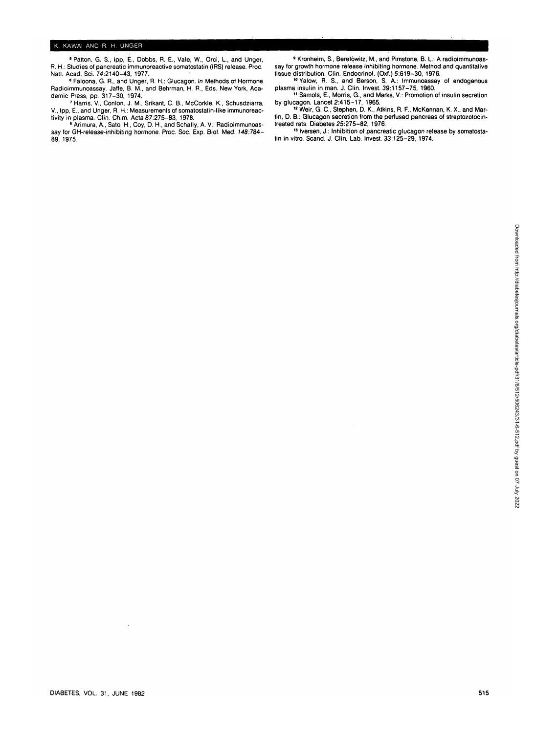[5] Patton, G. S., Ipp, E., Dobbs, R. E., Vale, W., Orci, L., and Unger, R. H.: Studies of pancreatic immunoreactive somatostatin (IRS) release. Proc. Natl. Acad. Sci. *74*:2140–43, 1977.

[6] Faloona, G. R., and Unger, R. H.: Glucagon. *In* Methods of Hormone Radioimmunoassay. Jaffe, B. M., and Behrman, H. R., Eds. New York, Academic Press, pp. 317–30, 1974.

[7] Harris, V., Conlon, J. M., Srikant, C. B., McCorkle, K., Schusdziarra, V., Ipp, E., and Unger, R. H.: Measurements of somatostatin-like immunoreactivity in plasma. Clin. Chim. Acta *87*:275–83, 1978.

[8] Arimura, A., Sato, H., Coy, D. H., and Schally, A. V.: Radioimmunoassay for GH-release-inhibiting hormone. Proc. Soc. Exp. Biol. Med. *148*:784–89, 1975.

[9] Kronheim, S., Berelowitz, M., and Pimstone, B. L.: A radioimmunoassay for growth hormone release inhibiting hormone. Method and quantitative tissue distribution. Clin. Endocrinol. (Oxf.) 5:619–30, 1976.

[10] Yalow, R. S., and Berson, S. A.: Immunoassay of endogenous plasma insulin in man. J. Clin. Invest. 39:1157–75, 1960.

[11] Samols, E., Morris, G., and Marks, V.: Promotion of insulin secretion by glucagon. Lancet 2:415–17, 1965.

[12] Weir, G. C., Stephen, D. K., Atkins, R. F., McKennan, K. X., and Martin, D. B.: Glucagon secretion from the perfused pancreas of streptozotocin-treated rats. Diabetes 25:275–82, 1976.

[13] Iversen, J.: Inhibition of pancreatic glucagon release by somatostatin in vitro. Scand. J. Clin. Lab. Invest. 33:125–29, 1974.